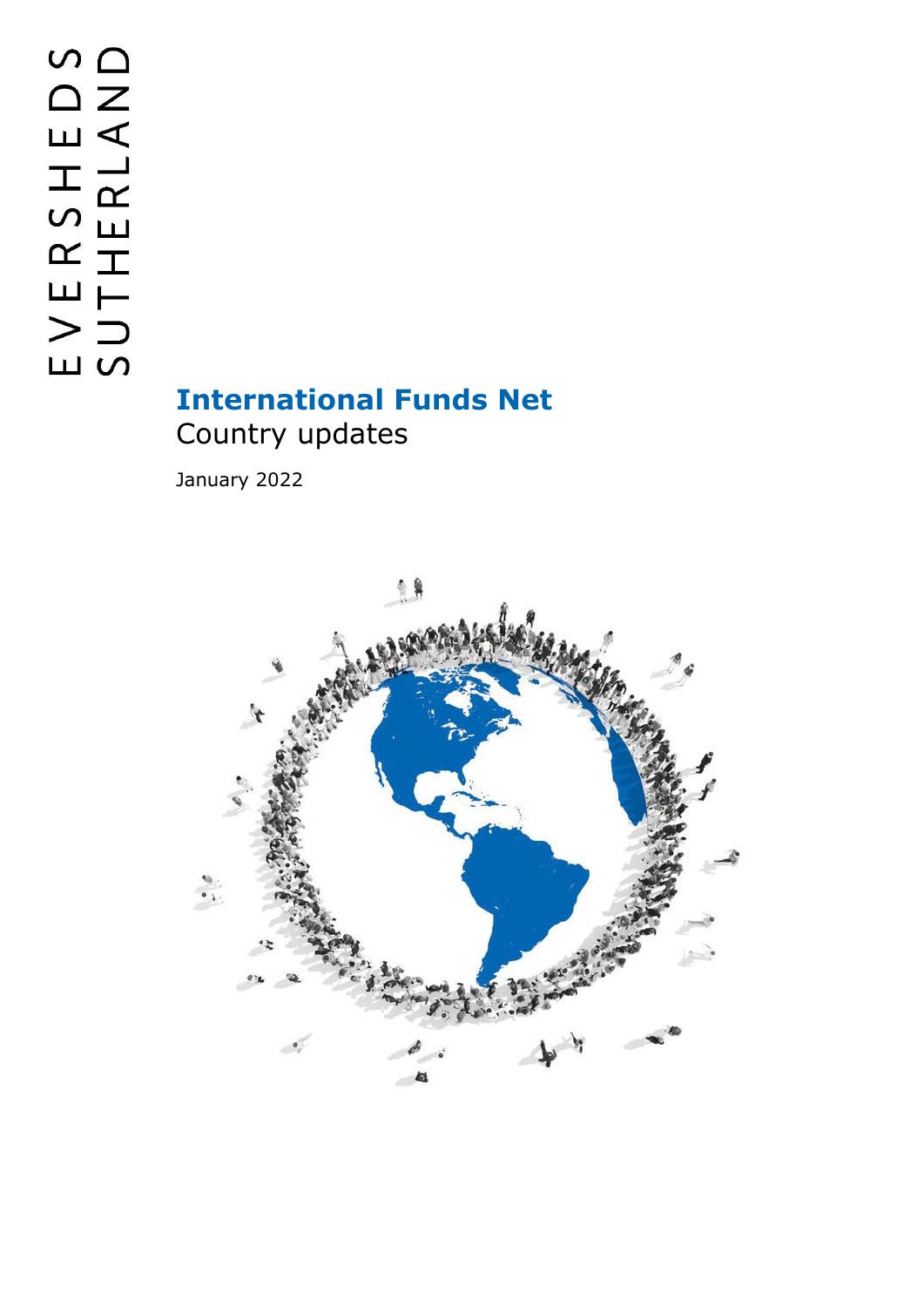EVERSHEDS SUTHERLAND

# International Funds Net

Country updates

January 2022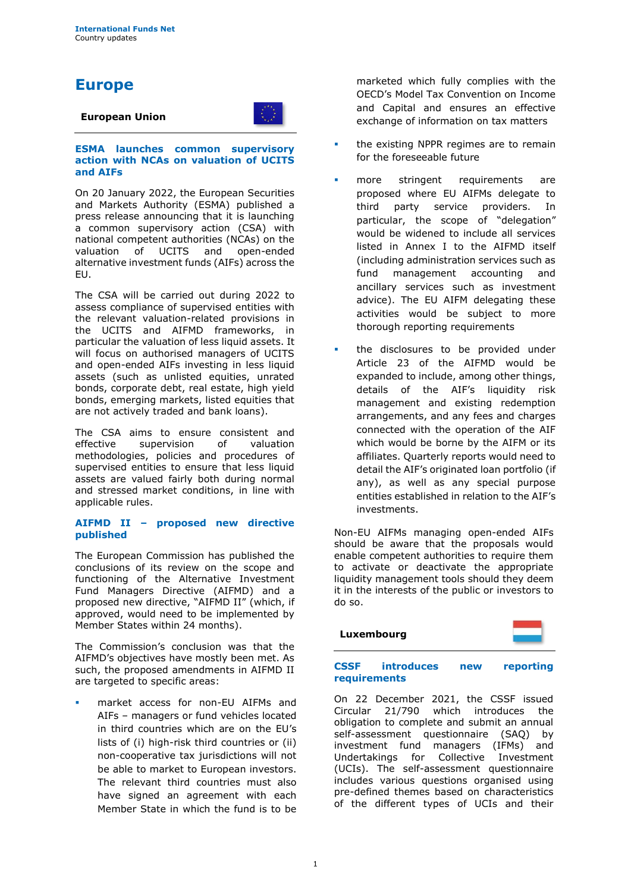# Europe

## European Union

### ESMA launches common supervisory action with NCAs on valuation of UCITS and AIFs

On 20 January 2022, the European Securities and Markets Authority (ESMA) published a press release announcing that it is launching a common supervisory action (CSA) with national competent authorities (NCAs) on the valuation of UCITS and open-ended alternative investment funds (AIFs) across the EU.

The CSA will be carried out during 2022 to assess compliance of supervised entities with the relevant valuation-related provisions in the UCITS and AIFMD frameworks, in particular the valuation of less liquid assets. It will focus on authorised managers of UCITS and open-ended AIFs investing in less liquid assets (such as unlisted equities, unrated bonds, corporate debt, real estate, high yield bonds, emerging markets, listed equities that are not actively traded and bank loans).

The CSA aims to ensure consistent and effective supervision of valuation methodologies, policies and procedures of supervised entities to ensure that less liquid assets are valued fairly both during normal and stressed market conditions, in line with applicable rules.

### AIFMD II – proposed new directive published

The European Commission has published the conclusions of its review on the scope and functioning of the Alternative Investment Fund Managers Directive (AIFMD) and a proposed new directive, "AIFMD II" (which, if approved, would need to be implemented by Member States within 24 months).

The Commission's conclusion was that the AIFMD's objectives have mostly been met. As such, the proposed amendments in AIFMD II are targeted to specific areas:

- market access for non-EU AIFMs and AIFs – managers or fund vehicles located in third countries which are on the EU's lists of (i) high-risk third countries or (ii) non-cooperative tax jurisdictions will not be able to market to European investors. The relevant third countries must also have signed an agreement with each Member State in which the fund is to be marketed which fully complies with the OECD's Model Tax Convention on Income and Capital and ensures an effective exchange of information on tax matters
- the existing NPPR regimes are to remain for the foreseeable future
- more stringent requirements are proposed where EU AIFMs delegate to third party service providers. In particular, the scope of "delegation" would be widened to include all services listed in Annex I to the AIFMD itself (including administration services such as fund management accounting and ancillary services such as investment advice). The EU AIFM delegating these activities would be subject to more thorough reporting requirements
- the disclosures to be provided under Article 23 of the AIFMD would be expanded to include, among other things, details of the AIF's liquidity risk management and existing redemption arrangements, and any fees and charges connected with the operation of the AIF which would be borne by the AIFM or its affiliates. Quarterly reports would need to detail the AIF's originated loan portfolio (if any), as well as any special purpose entities established in relation to the AIF's investments.

Non-EU AIFMs managing open-ended AIFs should be aware that the proposals would enable competent authorities to require them to activate or deactivate the appropriate liquidity management tools should they deem it in the interests of the public or investors to do so.

## Luxembourg

### CSSF introduces new reporting requirements

On 22 December 2021, the CSSF issued Circular 21/790 which introduces the obligation to complete and submit an annual self-assessment questionnaire (SAQ) by investment fund managers (IFMs) and Undertakings for Collective Investment (UCIs). The self-assessment questionnaire includes various questions organised using pre-defined themes based on characteristics of the different types of UCIs and their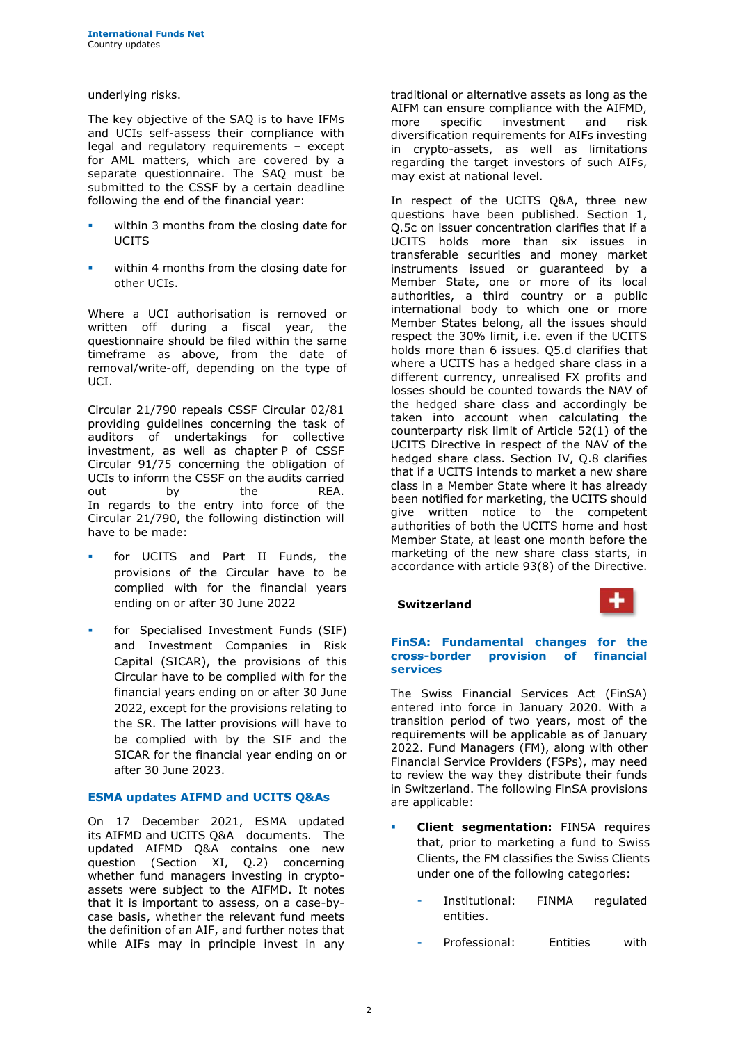underlying risks.

The key objective of the SAQ is to have IFMs and UCIs self-assess their compliance with legal and regulatory requirements – except for AML matters, which are covered by a separate questionnaire. The SAQ must be submitted to the CSSF by a certain deadline following the end of the financial year:

- within 3 months from the closing date for UCITS
- within 4 months from the closing date for other UCIs.

Where a UCI authorisation is removed or written off during a fiscal year, the questionnaire should be filed within the same timeframe as above, from the date of removal/write-off, depending on the type of UCI.

Circular 21/790 repeals CSSF Circular 02/81 providing guidelines concerning the task of auditors of undertakings for collective investment, as well as chapter P of CSSF Circular 91/75 concerning the obligation of UCIs to inform the CSSF on the audits carried out by the REA. In regards to the entry into force of the Circular 21/790, the following distinction will have to be made:

- for UCITS and Part II Funds, the provisions of the Circular have to be complied with for the financial years ending on or after 30 June 2022
- for Specialised Investment Funds (SIF) and Investment Companies in Risk Capital (SICAR), the provisions of this Circular have to be complied with for the financial years ending on or after 30 June 2022, except for the provisions relating to the SR. The latter provisions will have to be complied with by the SIF and the SICAR for the financial year ending on or after 30 June 2023.

### ESMA updates AIFMD and UCITS Q&As

On 17 December 2021, ESMA updated its AIFMD and UCITS Q&A documents. The updated AIFMD Q&A contains one new question (Section XI, Q.2) concerning whether fund managers investing in crypto-assets were subject to the AIFMD. It notes that it is important to assess, on a case-by-case basis, whether the relevant fund meets the definition of an AIF, and further notes that while AIFs may in principle invest in any traditional or alternative assets as long as the AIFM can ensure compliance with the AIFMD, more specific investment and risk diversification requirements for AIFs investing in crypto-assets, as well as limitations regarding the target investors of such AIFs, may exist at national level.

In respect of the UCITS Q&A, three new questions have been published. Section 1, Q.5c on issuer concentration clarifies that if a UCITS holds more than six issues in transferable securities and money market instruments issued or guaranteed by a Member State, one or more of its local authorities, a third country or a public international body to which one or more Member States belong, all the issues should respect the 30% limit, i.e. even if the UCITS holds more than 6 issues. Q5.d clarifies that where a UCITS has a hedged share class in a different currency, unrealised FX profits and losses should be counted towards the NAV of the hedged share class and accordingly be taken into account when calculating the counterparty risk limit of Article 52(1) of the UCITS Directive in respect of the NAV of the hedged share class. Section IV, Q.8 clarifies that if a UCITS intends to market a new share class in a Member State where it has already been notified for marketing, the UCITS should give written notice to the competent authorities of both the UCITS home and host Member State, at least one month before the marketing of the new share class starts, in accordance with article 93(8) of the Directive.

## Switzerland

### FinSA: Fundamental changes for the cross-border provision of financial services

The Swiss Financial Services Act (FinSA) entered into force in January 2020. With a transition period of two years, most of the requirements will be applicable as of January 2022. Fund Managers (FM), along with other Financial Service Providers (FSPs), may need to review the way they distribute their funds in Switzerland. The following FinSA provisions are applicable:

- **Client segmentation:** FINSA requires that, prior to marketing a fund to Swiss Clients, the FM classifies the Swiss Clients under one of the following categories:
  - Institutional: FINMA regulated entities.
  - Professional: Entities with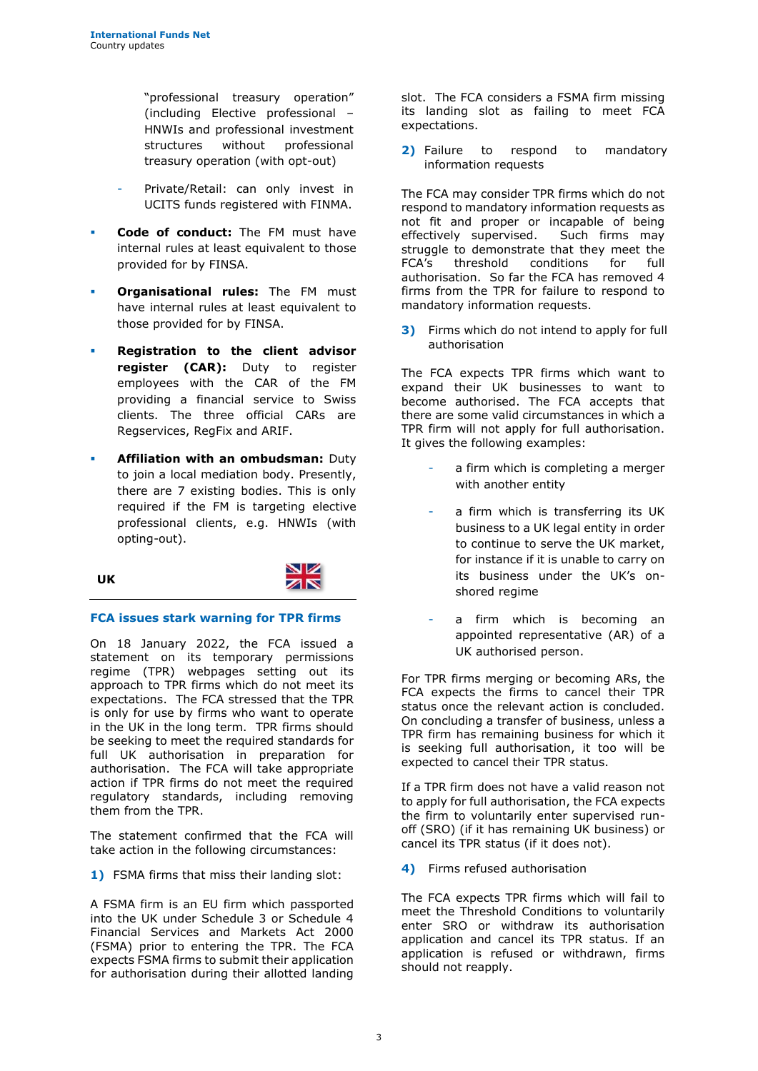"professional treasury operation" (including Elective professional – HNWIs and professional investment structures without professional treasury operation (with opt-out)

- Private/Retail: can only invest in UCITS funds registered with FINMA.

- **Code of conduct:** The FM must have internal rules at least equivalent to those provided for by FINSA.
- **Organisational rules:** The FM must have internal rules at least equivalent to those provided for by FINSA.
- **Registration to the client advisor register (CAR):** Duty to register employees with the CAR of the FM providing a financial service to Swiss clients. The three official CARs are Regservices, RegFix and ARIF.
- **Affiliation with an ombudsman:** Duty to join a local mediation body. Presently, there are 7 existing bodies. This is only required if the FM is targeting elective professional clients, e.g. HNWIs (with opting-out).

## UK

### FCA issues stark warning for TPR firms

On 18 January 2022, the FCA issued a statement on its temporary permissions regime (TPR) webpages setting out its approach to TPR firms which do not meet its expectations. The FCA stressed that the TPR is only for use by firms who want to operate in the UK in the long term. TPR firms should be seeking to meet the required standards for full UK authorisation in preparation for authorisation. The FCA will take appropriate action if TPR firms do not meet the required regulatory standards, including removing them from the TPR.

The statement confirmed that the FCA will take action in the following circumstances:

**1)** FSMA firms that miss their landing slot:

A FSMA firm is an EU firm which passported into the UK under Schedule 3 or Schedule 4 Financial Services and Markets Act 2000 (FSMA) prior to entering the TPR. The FCA expects FSMA firms to submit their application for authorisation during their allotted landing slot. The FCA considers a FSMA firm missing its landing slot as failing to meet FCA expectations.

**2)** Failure to respond to mandatory information requests

The FCA may consider TPR firms which do not respond to mandatory information requests as not fit and proper or incapable of being effectively supervised. Such firms may struggle to demonstrate that they meet the FCA's threshold conditions for full authorisation. So far the FCA has removed 4 firms from the TPR for failure to respond to mandatory information requests.

**3)** Firms which do not intend to apply for full authorisation

The FCA expects TPR firms which want to expand their UK businesses to want to become authorised. The FCA accepts that there are some valid circumstances in which a TPR firm will not apply for full authorisation. It gives the following examples:

- a firm which is completing a merger with another entity
- a firm which is transferring its UK business to a UK legal entity in order to continue to serve the UK market, for instance if it is unable to carry on its business under the UK's on-shored regime
- a firm which is becoming an appointed representative (AR) of a UK authorised person.

For TPR firms merging or becoming ARs, the FCA expects the firms to cancel their TPR status once the relevant action is concluded. On concluding a transfer of business, unless a TPR firm has remaining business for which it is seeking full authorisation, it too will be expected to cancel their TPR status.

If a TPR firm does not have a valid reason not to apply for full authorisation, the FCA expects the firm to voluntarily enter supervised run-off (SRO) (if it has remaining UK business) or cancel its TPR status (if it does not).

**4)** Firms refused authorisation

The FCA expects TPR firms which will fail to meet the Threshold Conditions to voluntarily enter SRO or withdraw its authorisation application and cancel its TPR status. If an application is refused or withdrawn, firms should not reapply.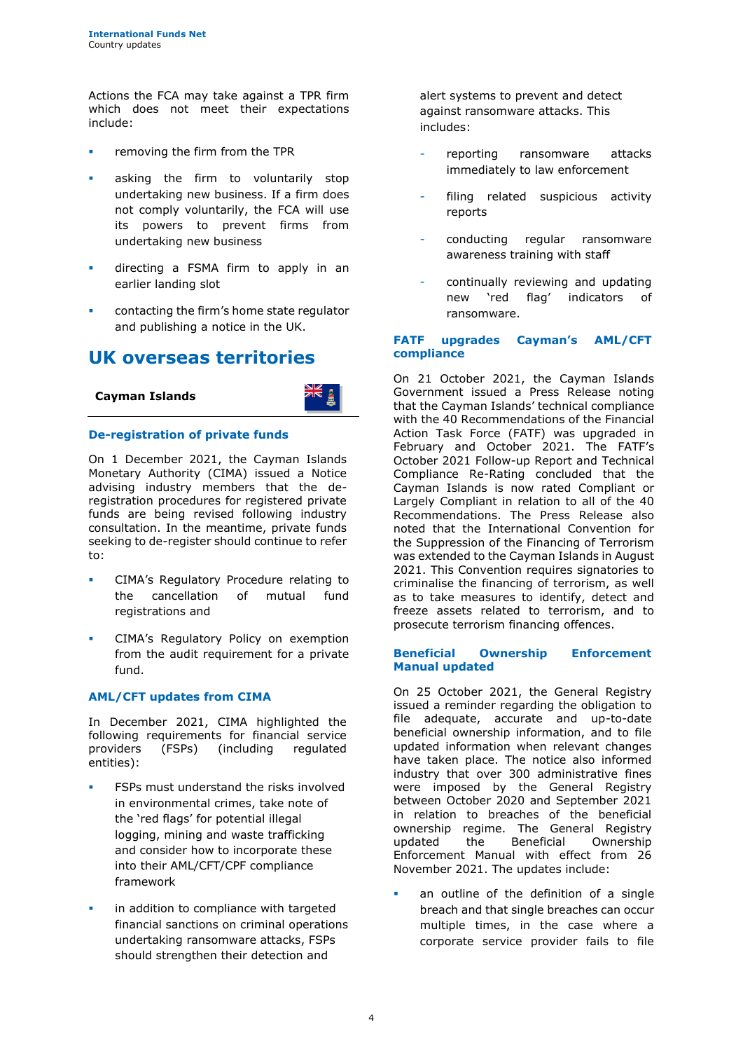Actions the FCA may take against a TPR firm which does not meet their expectations include:

- removing the firm from the TPR
- asking the firm to voluntarily stop undertaking new business. If a firm does not comply voluntarily, the FCA will use its powers to prevent firms from undertaking new business
- directing a FSMA firm to apply in an earlier landing slot
- contacting the firm's home state regulator and publishing a notice in the UK.

# UK overseas territories

## Cayman Islands

### De-registration of private funds

On 1 December 2021, the Cayman Islands Monetary Authority (CIMA) issued a Notice advising industry members that the de-registration procedures for registered private funds are being revised following industry consultation. In the meantime, private funds seeking to de-register should continue to refer to:

- CIMA's Regulatory Procedure relating to the cancellation of mutual fund registrations and
- CIMA's Regulatory Policy on exemption from the audit requirement for a private fund.

### AML/CFT updates from CIMA

In December 2021, CIMA highlighted the following requirements for financial service providers (FSPs) (including regulated entities):

- FSPs must understand the risks involved in environmental crimes, take note of the 'red flags' for potential illegal logging, mining and waste trafficking and consider how to incorporate these into their AML/CFT/CPF compliance framework
- in addition to compliance with targeted financial sanctions on criminal operations undertaking ransomware attacks, FSPs should strengthen their detection and alert systems to prevent and detect against ransomware attacks. This includes:
  - reporting ransomware attacks immediately to law enforcement
  - filing related suspicious activity reports
  - conducting regular ransomware awareness training with staff
  - continually reviewing and updating new 'red flag' indicators of ransomware.

### FATF upgrades Cayman's AML/CFT compliance

On 21 October 2021, the Cayman Islands Government issued a Press Release noting that the Cayman Islands' technical compliance with the 40 Recommendations of the Financial Action Task Force (FATF) was upgraded in February and October 2021. The FATF's October 2021 Follow-up Report and Technical Compliance Re-Rating concluded that the Cayman Islands is now rated Compliant or Largely Compliant in relation to all of the 40 Recommendations. The Press Release also noted that the International Convention for the Suppression of the Financing of Terrorism was extended to the Cayman Islands in August 2021. This Convention requires signatories to criminalise the financing of terrorism, as well as to take measures to identify, detect and freeze assets related to terrorism, and to prosecute terrorism financing offences.

### Beneficial Ownership Enforcement Manual updated

On 25 October 2021, the General Registry issued a reminder regarding the obligation to file adequate, accurate and up-to-date beneficial ownership information, and to file updated information when relevant changes have taken place. The notice also informed industry that over 300 administrative fines were imposed by the General Registry between October 2020 and September 2021 in relation to breaches of the beneficial ownership regime. The General Registry updated the Beneficial Ownership Enforcement Manual with effect from 26 November 2021. The updates include:

- an outline of the definition of a single breach and that single breaches can occur multiple times, in the case where a corporate service provider fails to file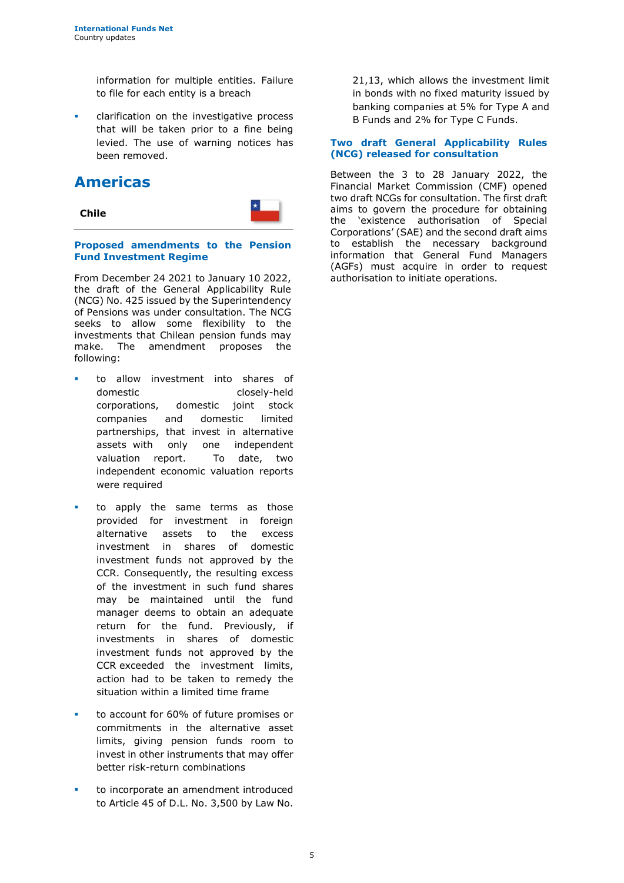information for multiple entities. Failure to file for each entity is a breach

- clarification on the investigative process that will be taken prior to a fine being levied. The use of warning notices has been removed.

## Americas

### Chile

#### Proposed amendments to the Pension Fund Investment Regime

From December 24 2021 to January 10 2022, the draft of the General Applicability Rule (NCG) No. 425 issued by the Superintendency of Pensions was under consultation. The NCG seeks to allow some flexibility to the investments that Chilean pension funds may make. The amendment proposes the following:

- to allow investment into shares of domestic closely-held corporations, domestic joint stock companies and domestic limited partnerships, that invest in alternative assets with only one independent valuation report. To date, two independent economic valuation reports were required
- to apply the same terms as those provided for investment in foreign alternative assets to the excess investment in shares of domestic investment funds not approved by the CCR. Consequently, the resulting excess of the investment in such fund shares may be maintained until the fund manager deems to obtain an adequate return for the fund. Previously, if investments in shares of domestic investment funds not approved by the CCR exceeded the investment limits, action had to be taken to remedy the situation within a limited time frame
- to account for 60% of future promises or commitments in the alternative asset limits, giving pension funds room to invest in other instruments that may offer better risk-return combinations
- to incorporate an amendment introduced to Article 45 of D.L. No. 3,500 by Law No. 21,13, which allows the investment limit in bonds with no fixed maturity issued by banking companies at 5% for Type A and B Funds and 2% for Type C Funds.

#### Two draft General Applicability Rules (NCG) released for consultation

Between the 3 to 28 January 2022, the Financial Market Commission (CMF) opened two draft NCGs for consultation. The first draft aims to govern the procedure for obtaining the 'existence authorisation of Special Corporations' (SAE) and the second draft aims to establish the necessary background information that General Fund Managers (AGFs) must acquire in order to request authorisation to initiate operations.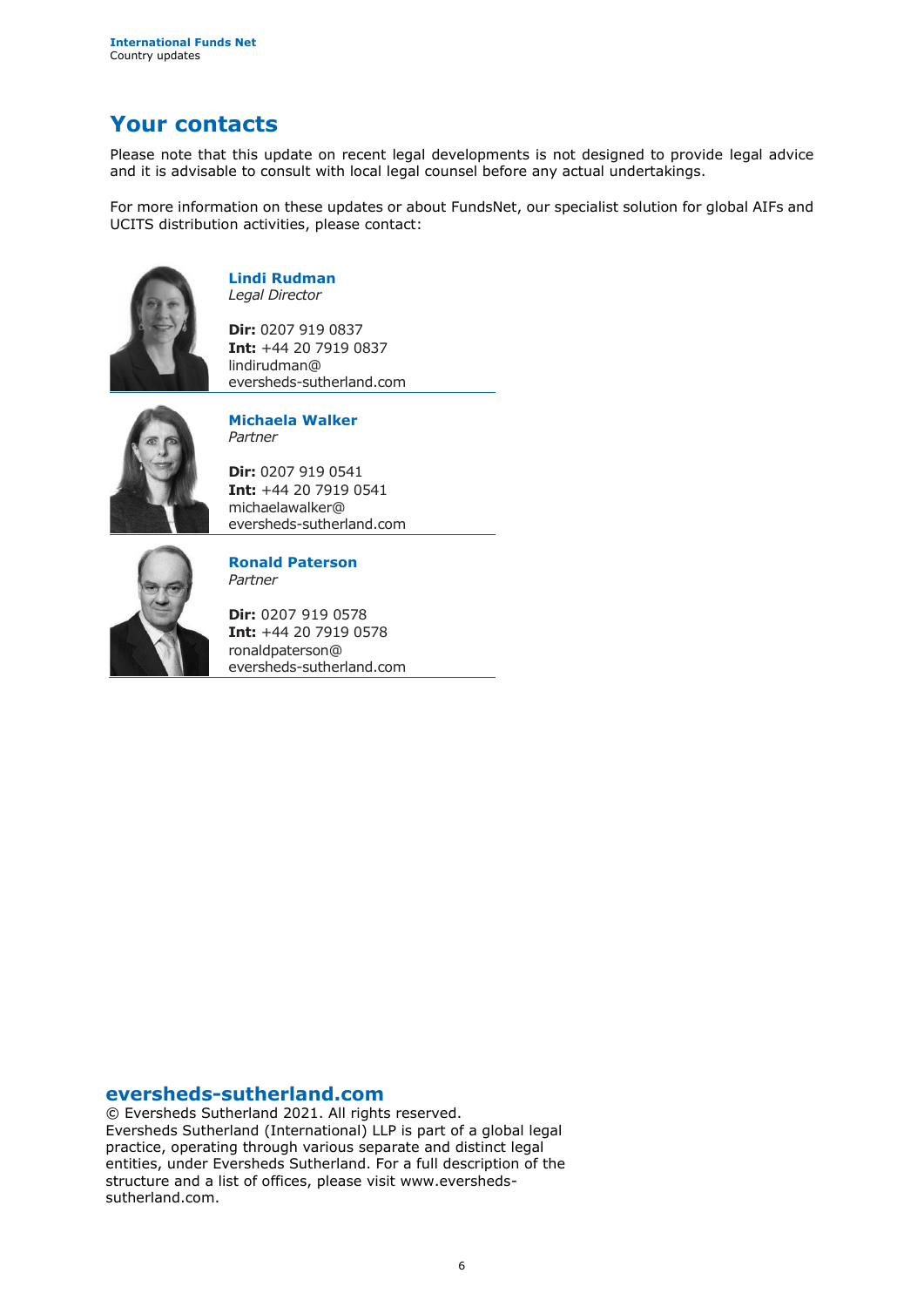## Your contacts

Please note that this update on recent legal developments is not designed to provide legal advice and it is advisable to consult with local legal counsel before any actual undertakings.

For more information on these updates or about FundsNet, our specialist solution for global AIFs and UCITS distribution activities, please contact:

**Lindi Rudman**
*Legal Director*

**Dir:** 0207 919 0837
**Int:** +44 20 7919 0837
lindirudman@
eversheds-sutherland.com

**Michaela Walker**
*Partner*

**Dir:** 0207 919 0541
**Int:** +44 20 7919 0541
michaelawalker@
eversheds-sutherland.com

**Ronald Paterson**
*Partner*

**Dir:** 0207 919 0578
**Int:** +44 20 7919 0578
ronaldpaterson@
eversheds-sutherland.com

**eversheds-sutherland.com**

© Eversheds Sutherland 2021. All rights reserved.
Eversheds Sutherland (International) LLP is part of a global legal practice, operating through various separate and distinct legal entities, under Eversheds Sutherland. For a full description of the structure and a list of offices, please visit www.eversheds-sutherland.com.